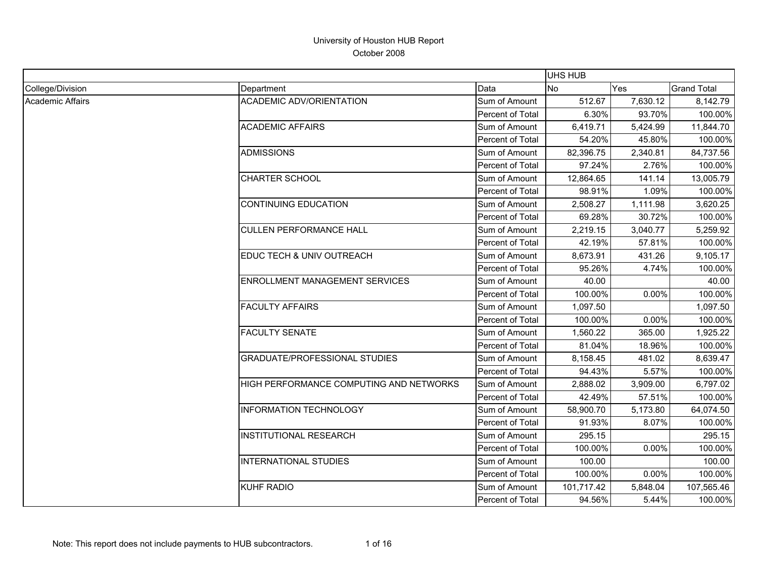# University of Houston HUB Report

October 2008

| | | | UHS HUB | | |
|---|---|---|---|---|---|
| College/Division | Department | Data | No | Yes | Grand Total |
| Academic Affairs | ACADEMIC ADV/ORIENTATION | Sum of Amount | 512.67 | 7,630.12 | 8,142.79 |
| | | Percent of Total | 6.30% | 93.70% | 100.00% |
| | ACADEMIC AFFAIRS | Sum of Amount | 6,419.71 | 5,424.99 | 11,844.70 |
| | | Percent of Total | 54.20% | 45.80% | 100.00% |
| | ADMISSIONS | Sum of Amount | 82,396.75 | 2,340.81 | 84,737.56 |
| | | Percent of Total | 97.24% | 2.76% | 100.00% |
| | CHARTER SCHOOL | Sum of Amount | 12,864.65 | 141.14 | 13,005.79 |
| | | Percent of Total | 98.91% | 1.09% | 100.00% |
| | CONTINUING EDUCATION | Sum of Amount | 2,508.27 | 1,111.98 | 3,620.25 |
| | | Percent of Total | 69.28% | 30.72% | 100.00% |
| | CULLEN PERFORMANCE HALL | Sum of Amount | 2,219.15 | 3,040.77 | 5,259.92 |
| | | Percent of Total | 42.19% | 57.81% | 100.00% |
| | EDUC TECH & UNIV OUTREACH | Sum of Amount | 8,673.91 | 431.26 | 9,105.17 |
| | | Percent of Total | 95.26% | 4.74% | 100.00% |
| | ENROLLMENT MANAGEMENT SERVICES | Sum of Amount | 40.00 | | 40.00 |
| | | Percent of Total | 100.00% | 0.00% | 100.00% |
| | FACULTY AFFAIRS | Sum of Amount | 1,097.50 | | 1,097.50 |
| | | Percent of Total | 100.00% | 0.00% | 100.00% |
| | FACULTY SENATE | Sum of Amount | 1,560.22 | 365.00 | 1,925.22 |
| | | Percent of Total | 81.04% | 18.96% | 100.00% |
| | GRADUATE/PROFESSIONAL STUDIES | Sum of Amount | 8,158.45 | 481.02 | 8,639.47 |
| | | Percent of Total | 94.43% | 5.57% | 100.00% |
| | HIGH PERFORMANCE COMPUTING AND NETWORKS | Sum of Amount | 2,888.02 | 3,909.00 | 6,797.02 |
| | | Percent of Total | 42.49% | 57.51% | 100.00% |
| | INFORMATION TECHNOLOGY | Sum of Amount | 58,900.70 | 5,173.80 | 64,074.50 |
| | | Percent of Total | 91.93% | 8.07% | 100.00% |
| | INSTITUTIONAL RESEARCH | Sum of Amount | 295.15 | | 295.15 |
| | | Percent of Total | 100.00% | 0.00% | 100.00% |
| | INTERNATIONAL STUDIES | Sum of Amount | 100.00 | | 100.00 |
| | | Percent of Total | 100.00% | 0.00% | 100.00% |
| | KUHF RADIO | Sum of Amount | 101,717.42 | 5,848.04 | 107,565.46 |
| | | Percent of Total | 94.56% | 5.44% | 100.00% |

Note: This report does not include payments to HUB subcontractors.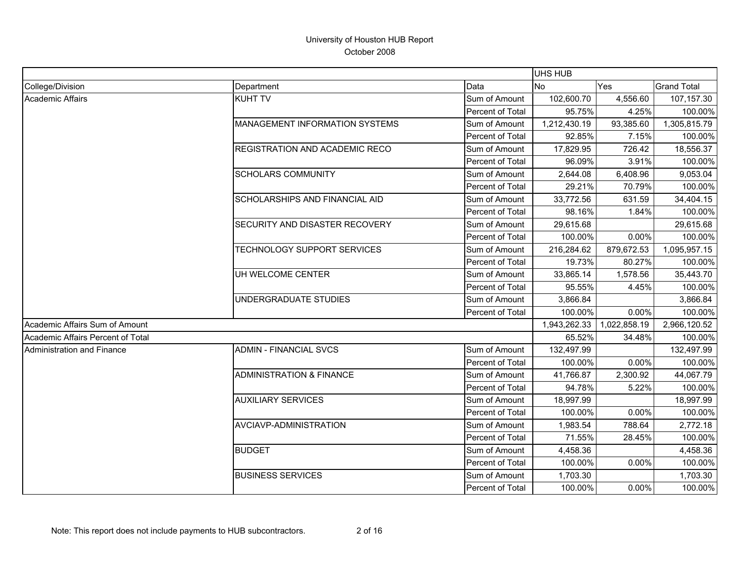# University of Houston HUB Report

October 2008

| | | | UHS HUB | | |
|---|---|---|---|---|---|
| College/Division | Department | Data | No | Yes | Grand Total |
| Academic Affairs | KUHT TV | Sum of Amount | 102,600.70 | 4,556.60 | 107,157.30 |
| | | Percent of Total | 95.75% | 4.25% | 100.00% |
| | MANAGEMENT INFORMATION SYSTEMS | Sum of Amount | 1,212,430.19 | 93,385.60 | 1,305,815.79 |
| | | Percent of Total | 92.85% | 7.15% | 100.00% |
| | REGISTRATION AND ACADEMIC RECO | Sum of Amount | 17,829.95 | 726.42 | 18,556.37 |
| | | Percent of Total | 96.09% | 3.91% | 100.00% |
| | SCHOLARS COMMUNITY | Sum of Amount | 2,644.08 | 6,408.96 | 9,053.04 |
| | | Percent of Total | 29.21% | 70.79% | 100.00% |
| | SCHOLARSHIPS AND FINANCIAL AID | Sum of Amount | 33,772.56 | 631.59 | 34,404.15 |
| | | Percent of Total | 98.16% | 1.84% | 100.00% |
| | SECURITY AND DISASTER RECOVERY | Sum of Amount | 29,615.68 | | 29,615.68 |
| | | Percent of Total | 100.00% | 0.00% | 100.00% |
| | TECHNOLOGY SUPPORT SERVICES | Sum of Amount | 216,284.62 | 879,672.53 | 1,095,957.15 |
| | | Percent of Total | 19.73% | 80.27% | 100.00% |
| | UH WELCOME CENTER | Sum of Amount | 33,865.14 | 1,578.56 | 35,443.70 |
| | | Percent of Total | 95.55% | 4.45% | 100.00% |
| | UNDERGRADUATE STUDIES | Sum of Amount | 3,866.84 | | 3,866.84 |
| | | Percent of Total | 100.00% | 0.00% | 100.00% |
| Academic Affairs Sum of Amount | | | 1,943,262.33 | 1,022,858.19 | 2,966,120.52 |
| Academic Affairs Percent of Total | | | 65.52% | 34.48% | 100.00% |
| Administration and Finance | ADMIN - FINANCIAL SVCS | Sum of Amount | 132,497.99 | | 132,497.99 |
| | | Percent of Total | 100.00% | 0.00% | 100.00% |
| | ADMINISTRATION & FINANCE | Sum of Amount | 41,766.87 | 2,300.92 | 44,067.79 |
| | | Percent of Total | 94.78% | 5.22% | 100.00% |
| | AUXILIARY SERVICES | Sum of Amount | 18,997.99 | | 18,997.99 |
| | | Percent of Total | 100.00% | 0.00% | 100.00% |
| | AVCIAVP-ADMINISTRATION | Sum of Amount | 1,983.54 | 788.64 | 2,772.18 |
| | | Percent of Total | 71.55% | 28.45% | 100.00% |
| | BUDGET | Sum of Amount | 4,458.36 | | 4,458.36 |
| | | Percent of Total | 100.00% | 0.00% | 100.00% |
| | BUSINESS SERVICES | Sum of Amount | 1,703.30 | | 1,703.30 |
| | | Percent of Total | 100.00% | 0.00% | 100.00% |

Note: This report does not include payments to HUB subcontractors.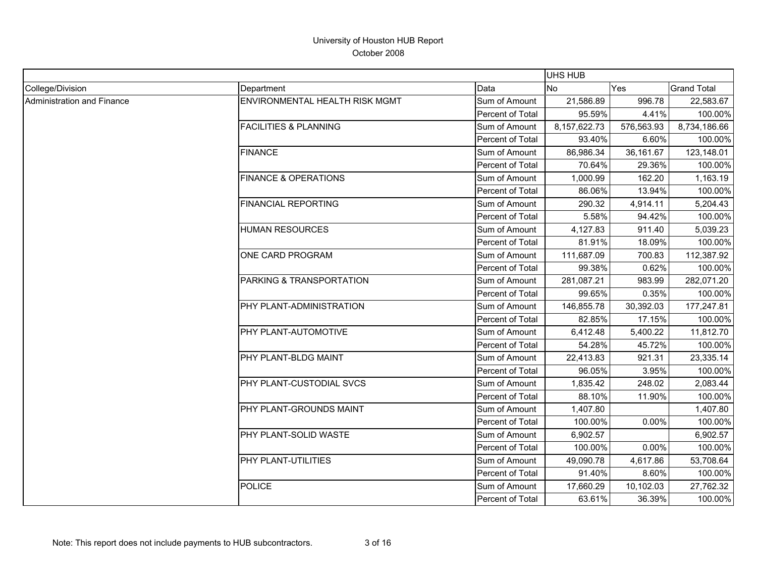# University of Houston HUB Report

October 2008

| | | | UHS HUB | | |
|---|---|---|---|---|---|
| College/Division | Department | Data | No | Yes | Grand Total |
| Administration and Finance | ENVIRONMENTAL HEALTH RISK MGMT | Sum of Amount | 21,586.89 | 996.78 | 22,583.67 |
| | | Percent of Total | 95.59% | 4.41% | 100.00% |
| | FACILITIES & PLANNING | Sum of Amount | 8,157,622.73 | 576,563.93 | 8,734,186.66 |
| | | Percent of Total | 93.40% | 6.60% | 100.00% |
| | FINANCE | Sum of Amount | 86,986.34 | 36,161.67 | 123,148.01 |
| | | Percent of Total | 70.64% | 29.36% | 100.00% |
| | FINANCE & OPERATIONS | Sum of Amount | 1,000.99 | 162.20 | 1,163.19 |
| | | Percent of Total | 86.06% | 13.94% | 100.00% |
| | FINANCIAL REPORTING | Sum of Amount | 290.32 | 4,914.11 | 5,204.43 |
| | | Percent of Total | 5.58% | 94.42% | 100.00% |
| | HUMAN RESOURCES | Sum of Amount | 4,127.83 | 911.40 | 5,039.23 |
| | | Percent of Total | 81.91% | 18.09% | 100.00% |
| | ONE CARD PROGRAM | Sum of Amount | 111,687.09 | 700.83 | 112,387.92 |
| | | Percent of Total | 99.38% | 0.62% | 100.00% |
| | PARKING & TRANSPORTATION | Sum of Amount | 281,087.21 | 983.99 | 282,071.20 |
| | | Percent of Total | 99.65% | 0.35% | 100.00% |
| | PHY PLANT-ADMINISTRATION | Sum of Amount | 146,855.78 | 30,392.03 | 177,247.81 |
| | | Percent of Total | 82.85% | 17.15% | 100.00% |
| | PHY PLANT-AUTOMOTIVE | Sum of Amount | 6,412.48 | 5,400.22 | 11,812.70 |
| | | Percent of Total | 54.28% | 45.72% | 100.00% |
| | PHY PLANT-BLDG MAINT | Sum of Amount | 22,413.83 | 921.31 | 23,335.14 |
| | | Percent of Total | 96.05% | 3.95% | 100.00% |
| | PHY PLANT-CUSTODIAL SVCS | Sum of Amount | 1,835.42 | 248.02 | 2,083.44 |
| | | Percent of Total | 88.10% | 11.90% | 100.00% |
| | PHY PLANT-GROUNDS MAINT | Sum of Amount | 1,407.80 | | 1,407.80 |
| | | Percent of Total | 100.00% | 0.00% | 100.00% |
| | PHY PLANT-SOLID WASTE | Sum of Amount | 6,902.57 | | 6,902.57 |
| | | Percent of Total | 100.00% | 0.00% | 100.00% |
| | PHY PLANT-UTILITIES | Sum of Amount | 49,090.78 | 4,617.86 | 53,708.64 |
| | | Percent of Total | 91.40% | 8.60% | 100.00% |
| | POLICE | Sum of Amount | 17,660.29 | 10,102.03 | 27,762.32 |
| | | Percent of Total | 63.61% | 36.39% | 100.00% |

Note: This report does not include payments to HUB subcontractors.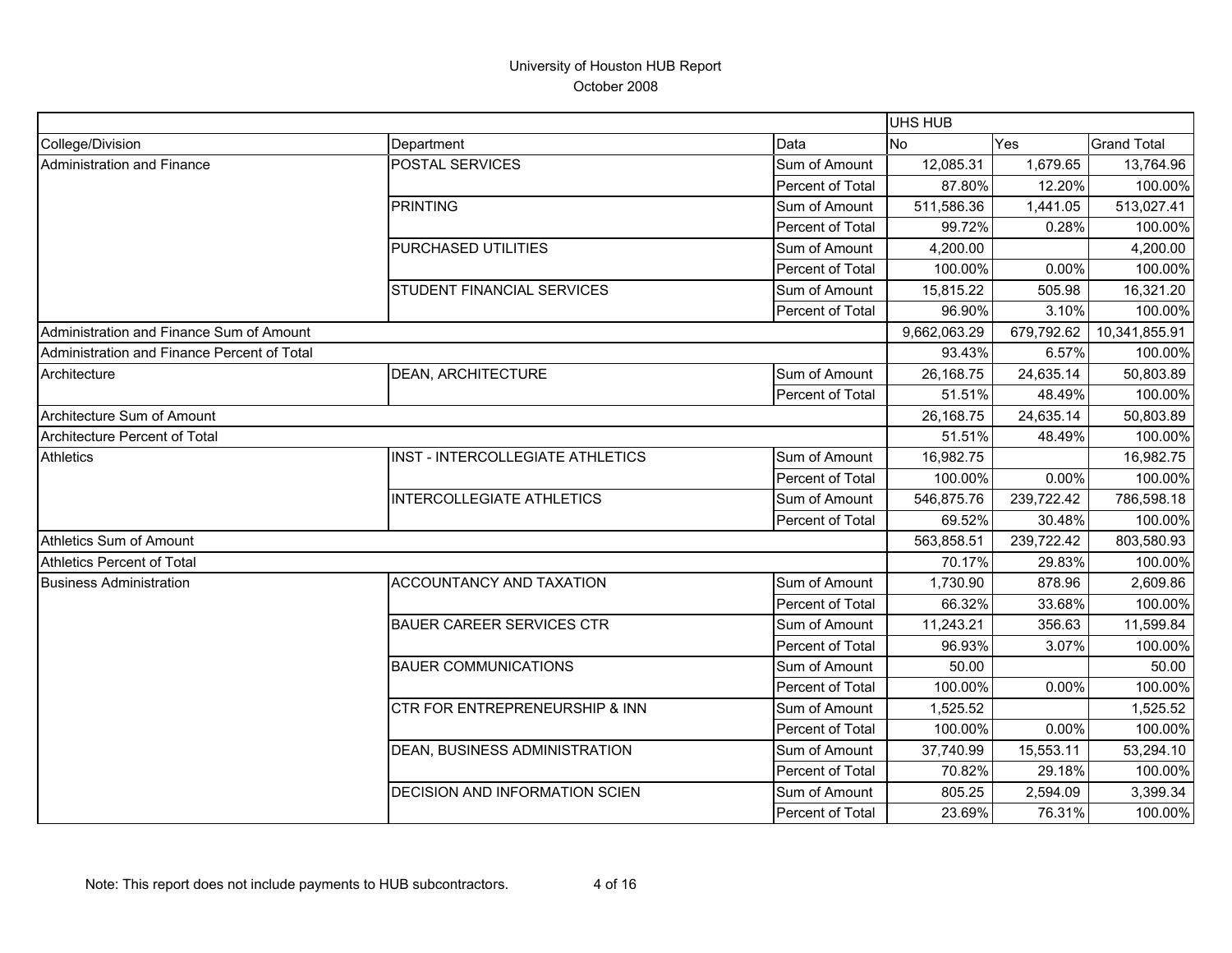# University of Houston HUB Report

October 2008

| | | | UHS HUB | | |
|---|---|---|---|---|---|
| College/Division | Department | Data | No | Yes | Grand Total |
| Administration and Finance | POSTAL SERVICES | Sum of Amount | 12,085.31 | 1,679.65 | 13,764.96 |
| | | Percent of Total | 87.80% | 12.20% | 100.00% |
| | PRINTING | Sum of Amount | 511,586.36 | 1,441.05 | 513,027.41 |
| | | Percent of Total | 99.72% | 0.28% | 100.00% |
| | PURCHASED UTILITIES | Sum of Amount | 4,200.00 | | 4,200.00 |
| | | Percent of Total | 100.00% | 0.00% | 100.00% |
| | STUDENT FINANCIAL SERVICES | Sum of Amount | 15,815.22 | 505.98 | 16,321.20 |
| | | Percent of Total | 96.90% | 3.10% | 100.00% |
| Administration and Finance Sum of Amount | | | 9,662,063.29 | 679,792.62 | 10,341,855.91 |
| Administration and Finance Percent of Total | | | 93.43% | 6.57% | 100.00% |
| Architecture | DEAN, ARCHITECTURE | Sum of Amount | 26,168.75 | 24,635.14 | 50,803.89 |
| | | Percent of Total | 51.51% | 48.49% | 100.00% |
| Architecture Sum of Amount | | | 26,168.75 | 24,635.14 | 50,803.89 |
| Architecture Percent of Total | | | 51.51% | 48.49% | 100.00% |
| Athletics | INST - INTERCOLLEGIATE ATHLETICS | Sum of Amount | 16,982.75 | | 16,982.75 |
| | | Percent of Total | 100.00% | 0.00% | 100.00% |
| | INTERCOLLEGIATE ATHLETICS | Sum of Amount | 546,875.76 | 239,722.42 | 786,598.18 |
| | | Percent of Total | 69.52% | 30.48% | 100.00% |
| Athletics Sum of Amount | | | 563,858.51 | 239,722.42 | 803,580.93 |
| Athletics Percent of Total | | | 70.17% | 29.83% | 100.00% |
| Business Administration | ACCOUNTANCY AND TAXATION | Sum of Amount | 1,730.90 | 878.96 | 2,609.86 |
| | | Percent of Total | 66.32% | 33.68% | 100.00% |
| | BAUER CAREER SERVICES CTR | Sum of Amount | 11,243.21 | 356.63 | 11,599.84 |
| | | Percent of Total | 96.93% | 3.07% | 100.00% |
| | BAUER COMMUNICATIONS | Sum of Amount | 50.00 | | 50.00 |
| | | Percent of Total | 100.00% | 0.00% | 100.00% |
| | CTR FOR ENTREPRENEURSHIP & INN | Sum of Amount | 1,525.52 | | 1,525.52 |
| | | Percent of Total | 100.00% | 0.00% | 100.00% |
| | DEAN, BUSINESS ADMINISTRATION | Sum of Amount | 37,740.99 | 15,553.11 | 53,294.10 |
| | | Percent of Total | 70.82% | 29.18% | 100.00% |
| | DECISION AND INFORMATION SCIEN | Sum of Amount | 805.25 | 2,594.09 | 3,399.34 |
| | | Percent of Total | 23.69% | 76.31% | 100.00% |

Note: This report does not include payments to HUB subcontractors.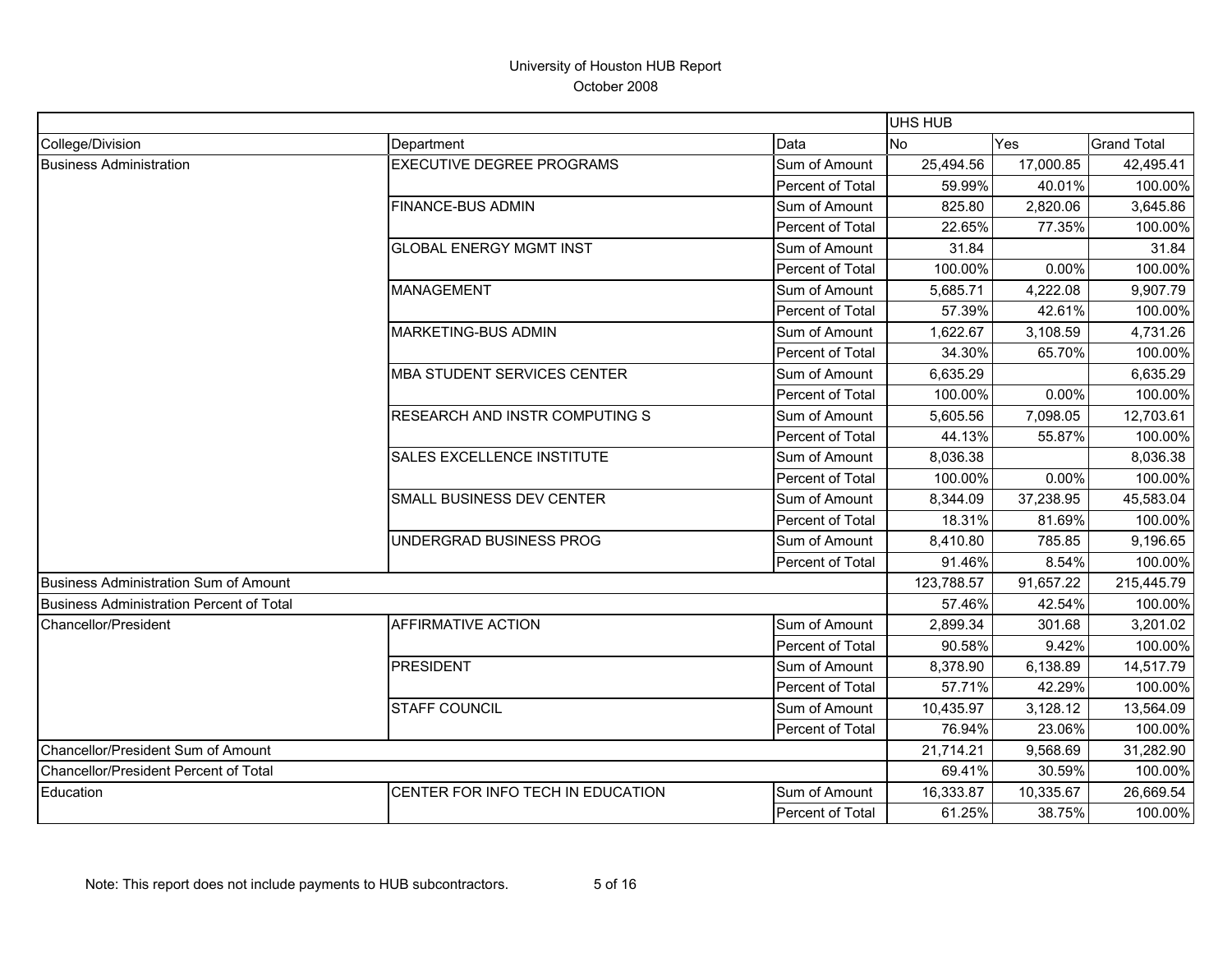# University of Houston HUB Report

October 2008

| | | | UHS HUB | | |
|---|---|---|---|---|---|
| College/Division | Department | Data | No | Yes | Grand Total |
| Business Administration | EXECUTIVE DEGREE PROGRAMS | Sum of Amount | 25,494.56 | 17,000.85 | 42,495.41 |
| | | Percent of Total | 59.99% | 40.01% | 100.00% |
| | FINANCE-BUS ADMIN | Sum of Amount | 825.80 | 2,820.06 | 3,645.86 |
| | | Percent of Total | 22.65% | 77.35% | 100.00% |
| | GLOBAL ENERGY MGMT INST | Sum of Amount | 31.84 | | 31.84 |
| | | Percent of Total | 100.00% | 0.00% | 100.00% |
| | MANAGEMENT | Sum of Amount | 5,685.71 | 4,222.08 | 9,907.79 |
| | | Percent of Total | 57.39% | 42.61% | 100.00% |
| | MARKETING-BUS ADMIN | Sum of Amount | 1,622.67 | 3,108.59 | 4,731.26 |
| | | Percent of Total | 34.30% | 65.70% | 100.00% |
| | MBA STUDENT SERVICES CENTER | Sum of Amount | 6,635.29 | | 6,635.29 |
| | | Percent of Total | 100.00% | 0.00% | 100.00% |
| | RESEARCH AND INSTR COMPUTING S | Sum of Amount | 5,605.56 | 7,098.05 | 12,703.61 |
| | | Percent of Total | 44.13% | 55.87% | 100.00% |
| | SALES EXCELLENCE INSTITUTE | Sum of Amount | 8,036.38 | | 8,036.38 |
| | | Percent of Total | 100.00% | 0.00% | 100.00% |
| | SMALL BUSINESS DEV CENTER | Sum of Amount | 8,344.09 | 37,238.95 | 45,583.04 |
| | | Percent of Total | 18.31% | 81.69% | 100.00% |
| | UNDERGRAD BUSINESS PROG | Sum of Amount | 8,410.80 | 785.85 | 9,196.65 |
| | | Percent of Total | 91.46% | 8.54% | 100.00% |
| Business Administration Sum of Amount | | | 123,788.57 | 91,657.22 | 215,445.79 |
| Business Administration Percent of Total | | | 57.46% | 42.54% | 100.00% |
| Chancellor/President | AFFIRMATIVE ACTION | Sum of Amount | 2,899.34 | 301.68 | 3,201.02 |
| | | Percent of Total | 90.58% | 9.42% | 100.00% |
| | PRESIDENT | Sum of Amount | 8,378.90 | 6,138.89 | 14,517.79 |
| | | Percent of Total | 57.71% | 42.29% | 100.00% |
| | STAFF COUNCIL | Sum of Amount | 10,435.97 | 3,128.12 | 13,564.09 |
| | | Percent of Total | 76.94% | 23.06% | 100.00% |
| Chancellor/President Sum of Amount | | | 21,714.21 | 9,568.69 | 31,282.90 |
| Chancellor/President Percent of Total | | | 69.41% | 30.59% | 100.00% |
| Education | CENTER FOR INFO TECH IN EDUCATION | Sum of Amount | 16,333.87 | 10,335.67 | 26,669.54 |
| | | Percent of Total | 61.25% | 38.75% | 100.00% |

Note: This report does not include payments to HUB subcontractors.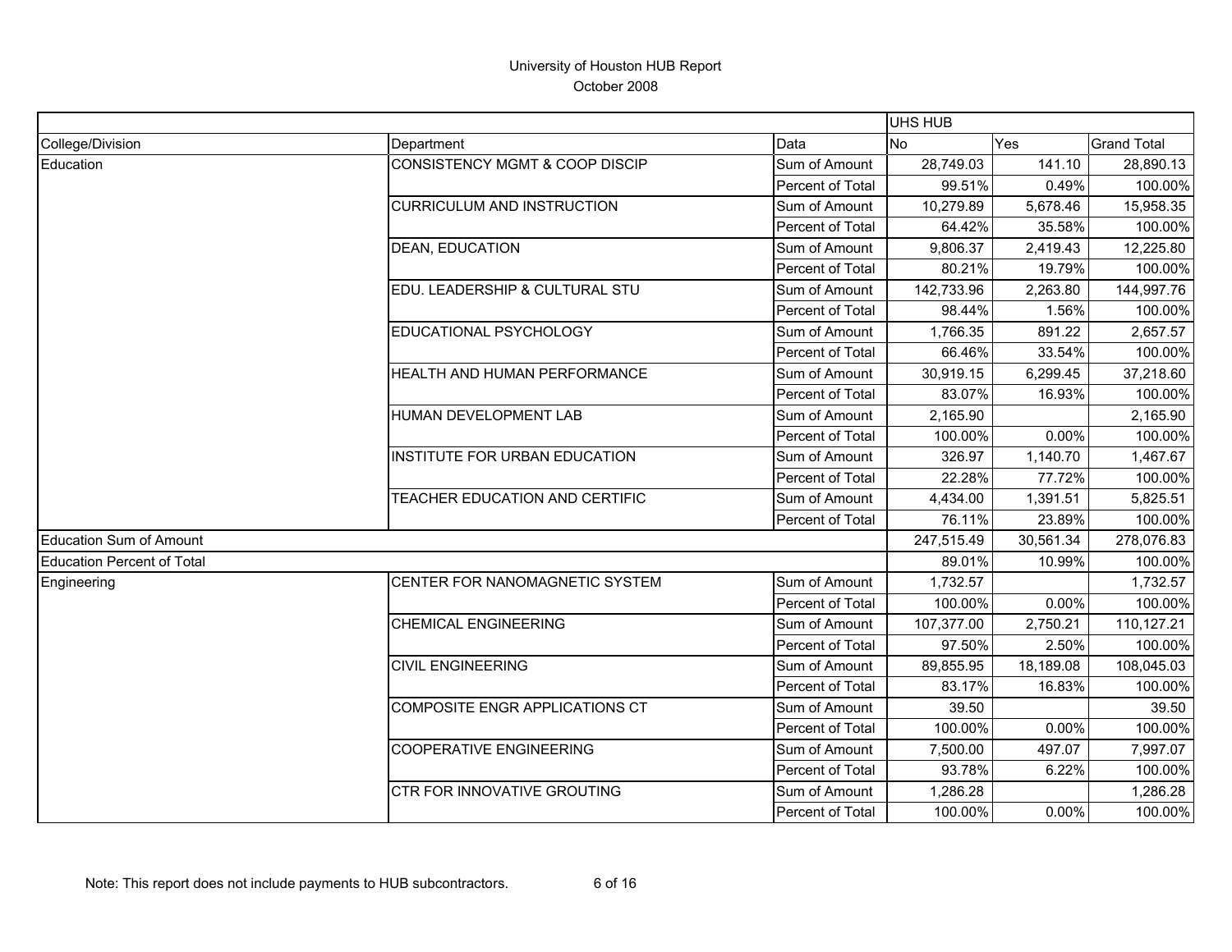# University of Houston HUB Report

October 2008

| | | | UHS HUB | | |
|---|---|---|---|---|---|
| College/Division | Department | Data | No | Yes | Grand Total |
| Education | CONSISTENCY MGMT & COOP DISCIP | Sum of Amount | 28,749.03 | 141.10 | 28,890.13 |
| | | Percent of Total | 99.51% | 0.49% | 100.00% |
| | CURRICULUM AND INSTRUCTION | Sum of Amount | 10,279.89 | 5,678.46 | 15,958.35 |
| | | Percent of Total | 64.42% | 35.58% | 100.00% |
| | DEAN, EDUCATION | Sum of Amount | 9,806.37 | 2,419.43 | 12,225.80 |
| | | Percent of Total | 80.21% | 19.79% | 100.00% |
| | EDU. LEADERSHIP & CULTURAL STU | Sum of Amount | 142,733.96 | 2,263.80 | 144,997.76 |
| | | Percent of Total | 98.44% | 1.56% | 100.00% |
| | EDUCATIONAL PSYCHOLOGY | Sum of Amount | 1,766.35 | 891.22 | 2,657.57 |
| | | Percent of Total | 66.46% | 33.54% | 100.00% |
| | HEALTH AND HUMAN PERFORMANCE | Sum of Amount | 30,919.15 | 6,299.45 | 37,218.60 |
| | | Percent of Total | 83.07% | 16.93% | 100.00% |
| | HUMAN DEVELOPMENT LAB | Sum of Amount | 2,165.90 | | 2,165.90 |
| | | Percent of Total | 100.00% | 0.00% | 100.00% |
| | INSTITUTE FOR URBAN EDUCATION | Sum of Amount | 326.97 | 1,140.70 | 1,467.67 |
| | | Percent of Total | 22.28% | 77.72% | 100.00% |
| | TEACHER EDUCATION AND CERTIFIC | Sum of Amount | 4,434.00 | 1,391.51 | 5,825.51 |
| | | Percent of Total | 76.11% | 23.89% | 100.00% |
| Education Sum of Amount | | | 247,515.49 | 30,561.34 | 278,076.83 |
| Education Percent of Total | | | 89.01% | 10.99% | 100.00% |
| Engineering | CENTER FOR NANOMAGNETIC SYSTEM | Sum of Amount | 1,732.57 | | 1,732.57 |
| | | Percent of Total | 100.00% | 0.00% | 100.00% |
| | CHEMICAL ENGINEERING | Sum of Amount | 107,377.00 | 2,750.21 | 110,127.21 |
| | | Percent of Total | 97.50% | 2.50% | 100.00% |
| | CIVIL ENGINEERING | Sum of Amount | 89,855.95 | 18,189.08 | 108,045.03 |
| | | Percent of Total | 83.17% | 16.83% | 100.00% |
| | COMPOSITE ENGR APPLICATIONS CT | Sum of Amount | 39.50 | | 39.50 |
| | | Percent of Total | 100.00% | 0.00% | 100.00% |
| | COOPERATIVE ENGINEERING | Sum of Amount | 7,500.00 | 497.07 | 7,997.07 |
| | | Percent of Total | 93.78% | 6.22% | 100.00% |
| | CTR FOR INNOVATIVE GROUTING | Sum of Amount | 1,286.28 | | 1,286.28 |
| | | Percent of Total | 100.00% | 0.00% | 100.00% |

Note: This report does not include payments to HUB subcontractors.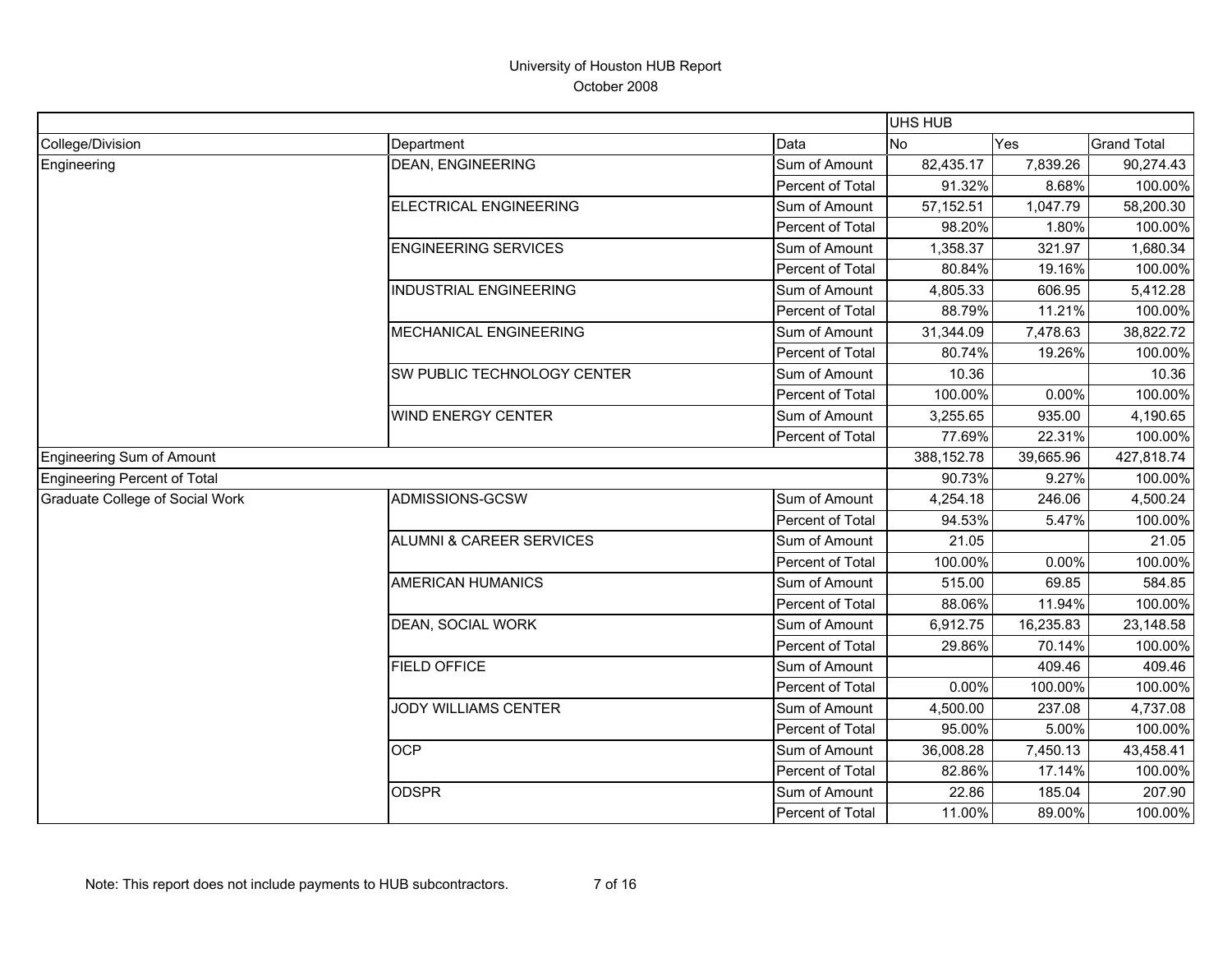# University of Houston HUB Report
October 2008

| | | | UHS HUB | | |
|---|---|---|---|---|---|
| College/Division | Department | Data | No | Yes | Grand Total |
| Engineering | DEAN, ENGINEERING | Sum of Amount | 82,435.17 | 7,839.26 | 90,274.43 |
| | | Percent of Total | 91.32% | 8.68% | 100.00% |
| | ELECTRICAL ENGINEERING | Sum of Amount | 57,152.51 | 1,047.79 | 58,200.30 |
| | | Percent of Total | 98.20% | 1.80% | 100.00% |
| | ENGINEERING SERVICES | Sum of Amount | 1,358.37 | 321.97 | 1,680.34 |
| | | Percent of Total | 80.84% | 19.16% | 100.00% |
| | INDUSTRIAL ENGINEERING | Sum of Amount | 4,805.33 | 606.95 | 5,412.28 |
| | | Percent of Total | 88.79% | 11.21% | 100.00% |
| | MECHANICAL ENGINEERING | Sum of Amount | 31,344.09 | 7,478.63 | 38,822.72 |
| | | Percent of Total | 80.74% | 19.26% | 100.00% |
| | SW PUBLIC TECHNOLOGY CENTER | Sum of Amount | 10.36 | | 10.36 |
| | | Percent of Total | 100.00% | 0.00% | 100.00% |
| | WIND ENERGY CENTER | Sum of Amount | 3,255.65 | 935.00 | 4,190.65 |
| | | Percent of Total | 77.69% | 22.31% | 100.00% |
| Engineering Sum of Amount | | | 388,152.78 | 39,665.96 | 427,818.74 |
| Engineering Percent of Total | | | 90.73% | 9.27% | 100.00% |
| Graduate College of Social Work | ADMISSIONS-GCSW | Sum of Amount | 4,254.18 | 246.06 | 4,500.24 |
| | | Percent of Total | 94.53% | 5.47% | 100.00% |
| | ALUMNI & CAREER SERVICES | Sum of Amount | 21.05 | | 21.05 |
| | | Percent of Total | 100.00% | 0.00% | 100.00% |
| | AMERICAN HUMANICS | Sum of Amount | 515.00 | 69.85 | 584.85 |
| | | Percent of Total | 88.06% | 11.94% | 100.00% |
| | DEAN, SOCIAL WORK | Sum of Amount | 6,912.75 | 16,235.83 | 23,148.58 |
| | | Percent of Total | 29.86% | 70.14% | 100.00% |
| | FIELD OFFICE | Sum of Amount | | 409.46 | 409.46 |
| | | Percent of Total | 0.00% | 100.00% | 100.00% |
| | JODY WILLIAMS CENTER | Sum of Amount | 4,500.00 | 237.08 | 4,737.08 |
| | | Percent of Total | 95.00% | 5.00% | 100.00% |
| | OCP | Sum of Amount | 36,008.28 | 7,450.13 | 43,458.41 |
| | | Percent of Total | 82.86% | 17.14% | 100.00% |
| | ODSPR | Sum of Amount | 22.86 | 185.04 | 207.90 |
| | | Percent of Total | 11.00% | 89.00% | 100.00% |

Note: This report does not include payments to HUB subcontractors.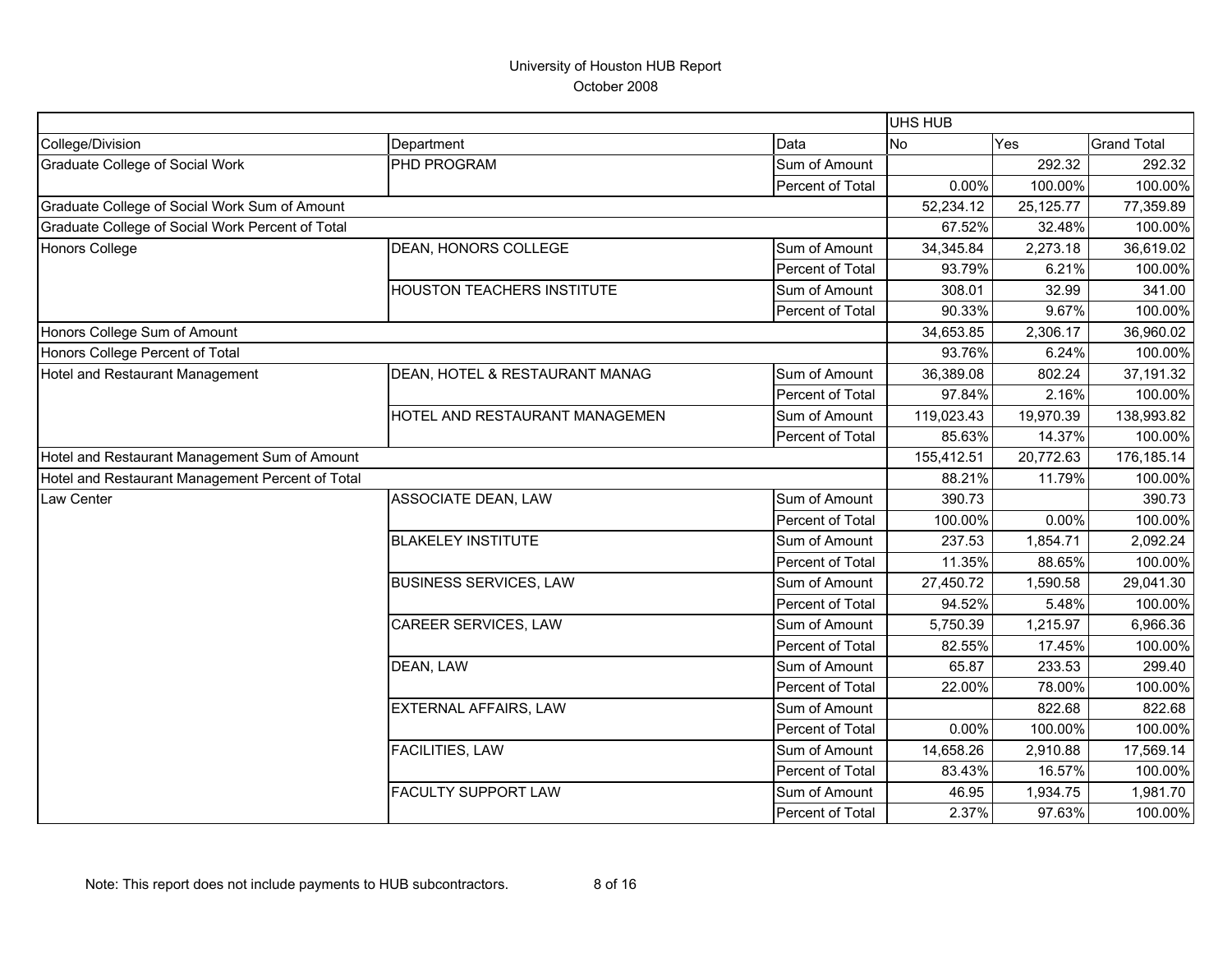# University of Houston HUB Report

October 2008

| College/Division | Department | Data | UHS HUB No | Yes | Grand Total |
|---|---|---|---|---|---|
| Graduate College of Social Work | PHD PROGRAM | Sum of Amount | | 292.32 | 292.32 |
| | | Percent of Total | 0.00% | 100.00% | 100.00% |
| Graduate College of Social Work Sum of Amount | | | 52,234.12 | 25,125.77 | 77,359.89 |
| Graduate College of Social Work Percent of Total | | | 67.52% | 32.48% | 100.00% |
| Honors College | DEAN, HONORS COLLEGE | Sum of Amount | 34,345.84 | 2,273.18 | 36,619.02 |
| | | Percent of Total | 93.79% | 6.21% | 100.00% |
| | HOUSTON TEACHERS INSTITUTE | Sum of Amount | 308.01 | 32.99 | 341.00 |
| | | Percent of Total | 90.33% | 9.67% | 100.00% |
| Honors College Sum of Amount | | | 34,653.85 | 2,306.17 | 36,960.02 |
| Honors College Percent of Total | | | 93.76% | 6.24% | 100.00% |
| Hotel and Restaurant Management | DEAN, HOTEL & RESTAURANT MANAG | Sum of Amount | 36,389.08 | 802.24 | 37,191.32 |
| | | Percent of Total | 97.84% | 2.16% | 100.00% |
| | HOTEL AND RESTAURANT MANAGEMEN | Sum of Amount | 119,023.43 | 19,970.39 | 138,993.82 |
| | | Percent of Total | 85.63% | 14.37% | 100.00% |
| Hotel and Restaurant Management Sum of Amount | | | 155,412.51 | 20,772.63 | 176,185.14 |
| Hotel and Restaurant Management Percent of Total | | | 88.21% | 11.79% | 100.00% |
| Law Center | ASSOCIATE DEAN, LAW | Sum of Amount | 390.73 | | 390.73 |
| | | Percent of Total | 100.00% | 0.00% | 100.00% |
| | BLAKELEY INSTITUTE | Sum of Amount | 237.53 | 1,854.71 | 2,092.24 |
| | | Percent of Total | 11.35% | 88.65% | 100.00% |
| | BUSINESS SERVICES, LAW | Sum of Amount | 27,450.72 | 1,590.58 | 29,041.30 |
| | | Percent of Total | 94.52% | 5.48% | 100.00% |
| | CAREER SERVICES, LAW | Sum of Amount | 5,750.39 | 1,215.97 | 6,966.36 |
| | | Percent of Total | 82.55% | 17.45% | 100.00% |
| | DEAN, LAW | Sum of Amount | 65.87 | 233.53 | 299.40 |
| | | Percent of Total | 22.00% | 78.00% | 100.00% |
| | EXTERNAL AFFAIRS, LAW | Sum of Amount | | 822.68 | 822.68 |
| | | Percent of Total | 0.00% | 100.00% | 100.00% |
| | FACILITIES, LAW | Sum of Amount | 14,658.26 | 2,910.88 | 17,569.14 |
| | | Percent of Total | 83.43% | 16.57% | 100.00% |
| | FACULTY SUPPORT LAW | Sum of Amount | 46.95 | 1,934.75 | 1,981.70 |
| | | Percent of Total | 2.37% | 97.63% | 100.00% |

Note: This report does not include payments to HUB subcontractors.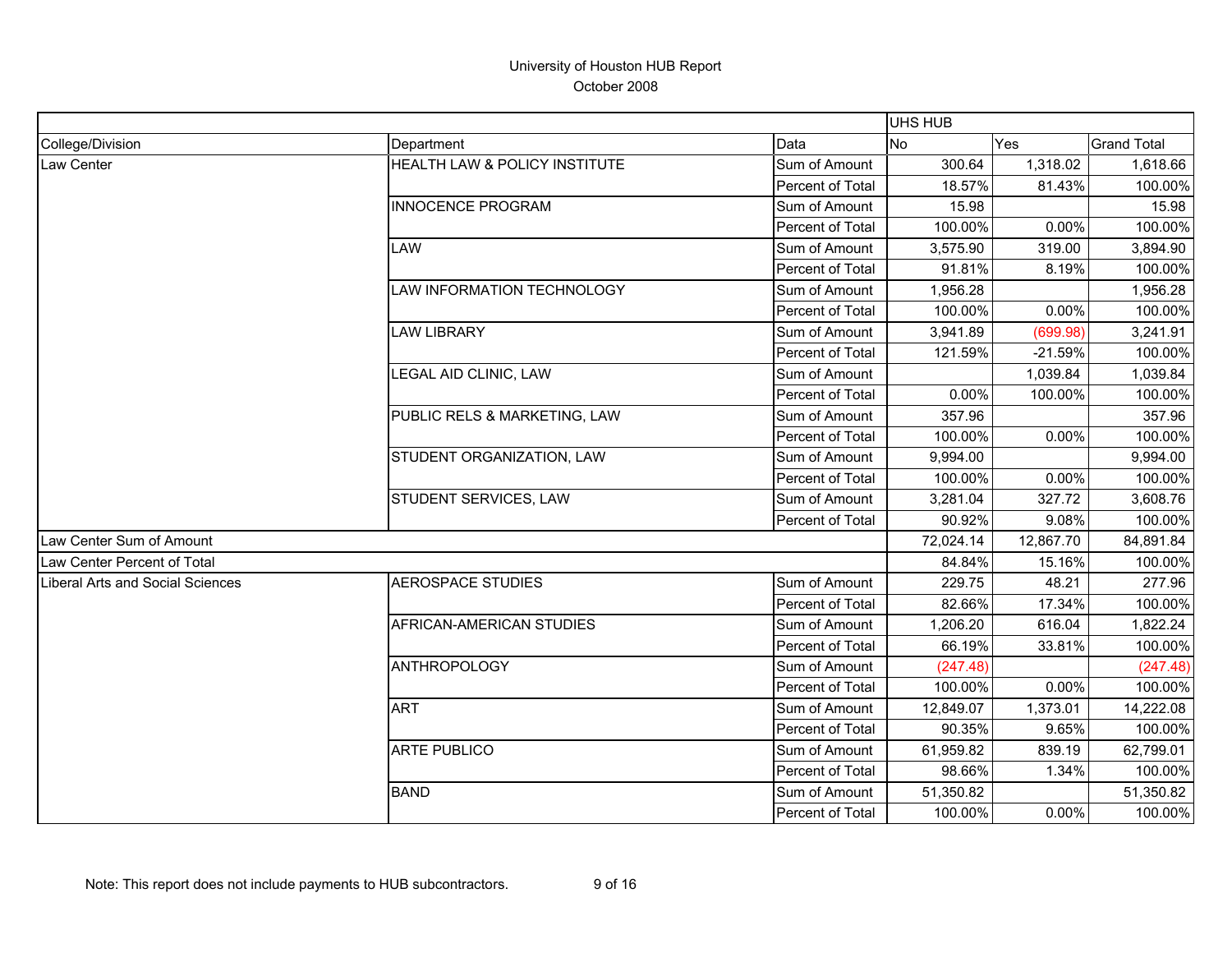University of Houston HUB Report

October 2008

| | | | UHS HUB | | |
|---|---|---|---|---|---|
| College/Division | Department | Data | No | Yes | Grand Total |
| Law Center | HEALTH LAW & POLICY INSTITUTE | Sum of Amount | 300.64 | 1,318.02 | 1,618.66 |
| | | Percent of Total | 18.57% | 81.43% | 100.00% |
| | INNOCENCE PROGRAM | Sum of Amount | 15.98 | | 15.98 |
| | | Percent of Total | 100.00% | 0.00% | 100.00% |
| | LAW | Sum of Amount | 3,575.90 | 319.00 | 3,894.90 |
| | | Percent of Total | 91.81% | 8.19% | 100.00% |
| | LAW INFORMATION TECHNOLOGY | Sum of Amount | 1,956.28 | | 1,956.28 |
| | | Percent of Total | 100.00% | 0.00% | 100.00% |
| | LAW LIBRARY | Sum of Amount | 3,941.89 | (699.98) | 3,241.91 |
| | | Percent of Total | 121.59% | -21.59% | 100.00% |
| | LEGAL AID CLINIC, LAW | Sum of Amount | | 1,039.84 | 1,039.84 |
| | | Percent of Total | 0.00% | 100.00% | 100.00% |
| | PUBLIC RELS & MARKETING, LAW | Sum of Amount | 357.96 | | 357.96 |
| | | Percent of Total | 100.00% | 0.00% | 100.00% |
| | STUDENT ORGANIZATION, LAW | Sum of Amount | 9,994.00 | | 9,994.00 |
| | | Percent of Total | 100.00% | 0.00% | 100.00% |
| | STUDENT SERVICES, LAW | Sum of Amount | 3,281.04 | 327.72 | 3,608.76 |
| | | Percent of Total | 90.92% | 9.08% | 100.00% |
| Law Center Sum of Amount | | | 72,024.14 | 12,867.70 | 84,891.84 |
| Law Center Percent of Total | | | 84.84% | 15.16% | 100.00% |
| Liberal Arts and Social Sciences | AEROSPACE STUDIES | Sum of Amount | 229.75 | 48.21 | 277.96 |
| | | Percent of Total | 82.66% | 17.34% | 100.00% |
| | AFRICAN-AMERICAN STUDIES | Sum of Amount | 1,206.20 | 616.04 | 1,822.24 |
| | | Percent of Total | 66.19% | 33.81% | 100.00% |
| | ANTHROPOLOGY | Sum of Amount | (247.48) | | (247.48) |
| | | Percent of Total | 100.00% | 0.00% | 100.00% |
| | ART | Sum of Amount | 12,849.07 | 1,373.01 | 14,222.08 |
| | | Percent of Total | 90.35% | 9.65% | 100.00% |
| | ARTE PUBLICO | Sum of Amount | 61,959.82 | 839.19 | 62,799.01 |
| | | Percent of Total | 98.66% | 1.34% | 100.00% |
| | BAND | Sum of Amount | 51,350.82 | | 51,350.82 |
| | | Percent of Total | 100.00% | 0.00% | 100.00% |

Note: This report does not include payments to HUB subcontractors.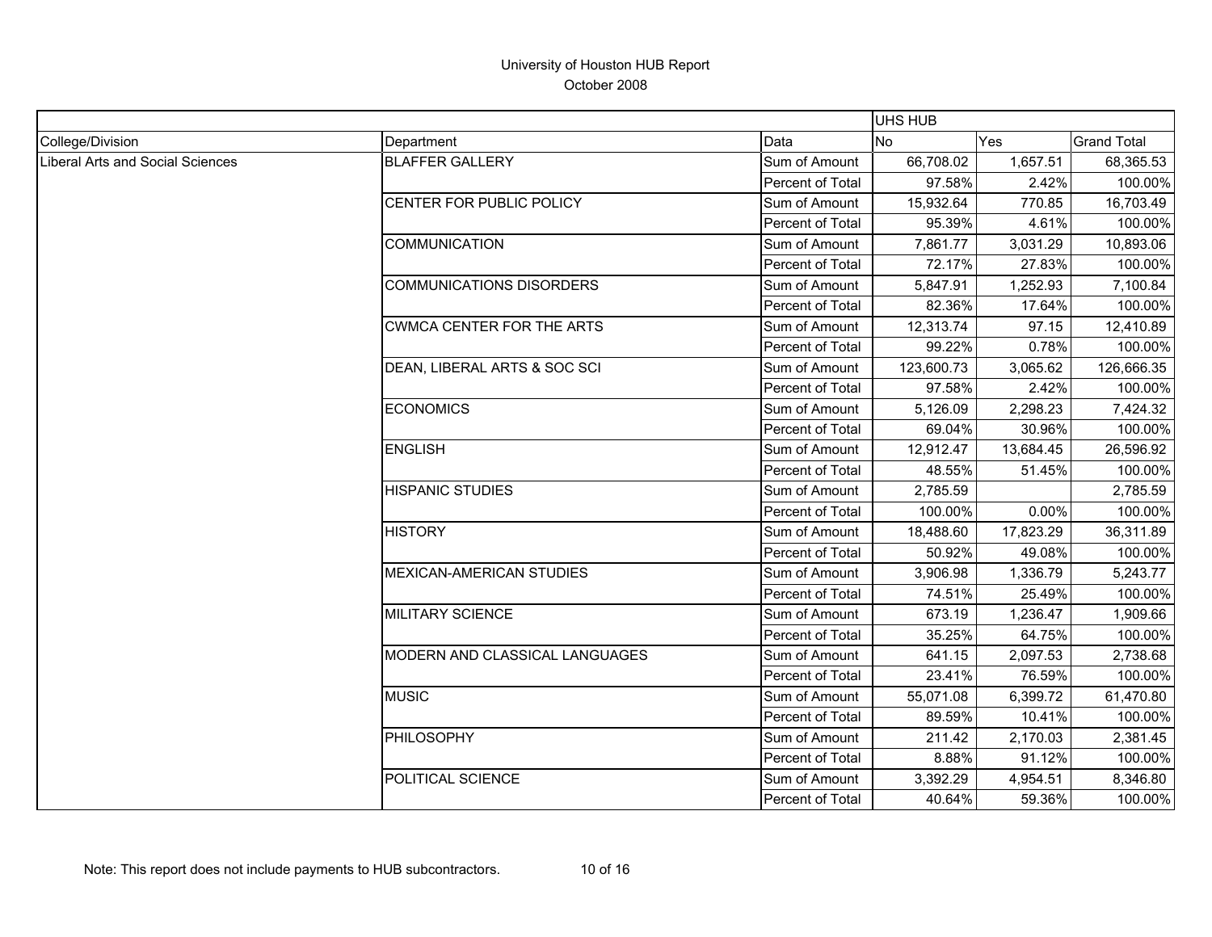# University of Houston HUB Report

October 2008

| | | | UHS HUB | | |
|---|---|---|---|---|---|
| College/Division | Department | Data | No | Yes | Grand Total |
| Liberal Arts and Social Sciences | BLAFFER GALLERY | Sum of Amount | 66,708.02 | 1,657.51 | 68,365.53 |
| | | Percent of Total | 97.58% | 2.42% | 100.00% |
| | CENTER FOR PUBLIC POLICY | Sum of Amount | 15,932.64 | 770.85 | 16,703.49 |
| | | Percent of Total | 95.39% | 4.61% | 100.00% |
| | COMMUNICATION | Sum of Amount | 7,861.77 | 3,031.29 | 10,893.06 |
| | | Percent of Total | 72.17% | 27.83% | 100.00% |
| | COMMUNICATIONS DISORDERS | Sum of Amount | 5,847.91 | 1,252.93 | 7,100.84 |
| | | Percent of Total | 82.36% | 17.64% | 100.00% |
| | CWMCA CENTER FOR THE ARTS | Sum of Amount | 12,313.74 | 97.15 | 12,410.89 |
| | | Percent of Total | 99.22% | 0.78% | 100.00% |
| | DEAN, LIBERAL ARTS & SOC SCI | Sum of Amount | 123,600.73 | 3,065.62 | 126,666.35 |
| | | Percent of Total | 97.58% | 2.42% | 100.00% |
| | ECONOMICS | Sum of Amount | 5,126.09 | 2,298.23 | 7,424.32 |
| | | Percent of Total | 69.04% | 30.96% | 100.00% |
| | ENGLISH | Sum of Amount | 12,912.47 | 13,684.45 | 26,596.92 |
| | | Percent of Total | 48.55% | 51.45% | 100.00% |
| | HISPANIC STUDIES | Sum of Amount | 2,785.59 | | 2,785.59 |
| | | Percent of Total | 100.00% | 0.00% | 100.00% |
| | HISTORY | Sum of Amount | 18,488.60 | 17,823.29 | 36,311.89 |
| | | Percent of Total | 50.92% | 49.08% | 100.00% |
| | MEXICAN-AMERICAN STUDIES | Sum of Amount | 3,906.98 | 1,336.79 | 5,243.77 |
| | | Percent of Total | 74.51% | 25.49% | 100.00% |
| | MILITARY SCIENCE | Sum of Amount | 673.19 | 1,236.47 | 1,909.66 |
| | | Percent of Total | 35.25% | 64.75% | 100.00% |
| | MODERN AND CLASSICAL LANGUAGES | Sum of Amount | 641.15 | 2,097.53 | 2,738.68 |
| | | Percent of Total | 23.41% | 76.59% | 100.00% |
| | MUSIC | Sum of Amount | 55,071.08 | 6,399.72 | 61,470.80 |
| | | Percent of Total | 89.59% | 10.41% | 100.00% |
| | PHILOSOPHY | Sum of Amount | 211.42 | 2,170.03 | 2,381.45 |
| | | Percent of Total | 8.88% | 91.12% | 100.00% |
| | POLITICAL SCIENCE | Sum of Amount | 3,392.29 | 4,954.51 | 8,346.80 |
| | | Percent of Total | 40.64% | 59.36% | 100.00% |

Note: This report does not include payments to HUB subcontractors.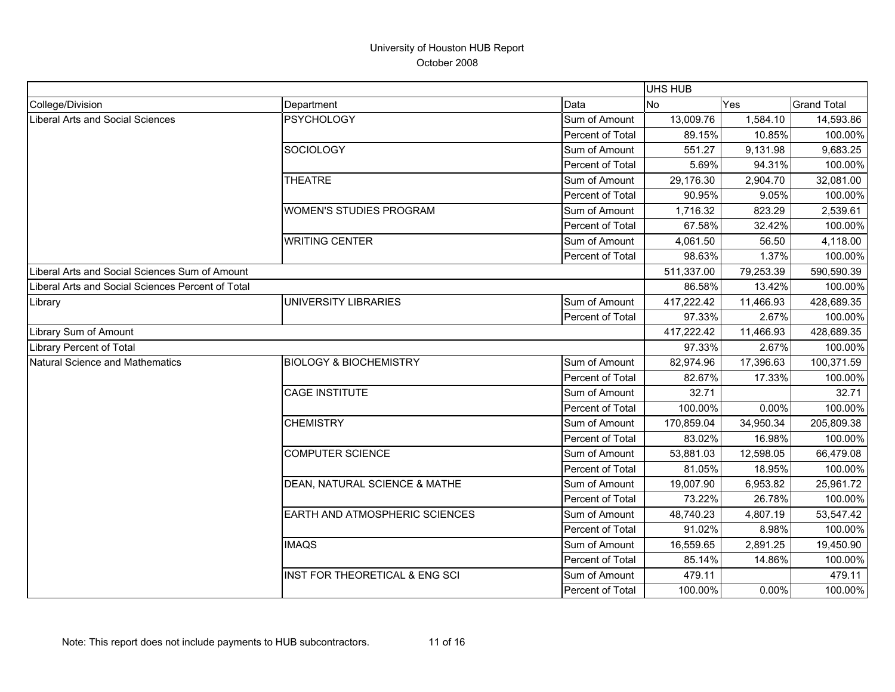# University of Houston HUB Report

October 2008

| | | | UHS HUB | | |
|---|---|---|---|---|---|
| College/Division | Department | Data | No | Yes | Grand Total |
| Liberal Arts and Social Sciences | PSYCHOLOGY | Sum of Amount | 13,009.76 | 1,584.10 | 14,593.86 |
| | | Percent of Total | 89.15% | 10.85% | 100.00% |
| | SOCIOLOGY | Sum of Amount | 551.27 | 9,131.98 | 9,683.25 |
| | | Percent of Total | 5.69% | 94.31% | 100.00% |
| | THEATRE | Sum of Amount | 29,176.30 | 2,904.70 | 32,081.00 |
| | | Percent of Total | 90.95% | 9.05% | 100.00% |
| | WOMEN'S STUDIES PROGRAM | Sum of Amount | 1,716.32 | 823.29 | 2,539.61 |
| | | Percent of Total | 67.58% | 32.42% | 100.00% |
| | WRITING CENTER | Sum of Amount | 4,061.50 | 56.50 | 4,118.00 |
| | | Percent of Total | 98.63% | 1.37% | 100.00% |
| Liberal Arts and Social Sciences Sum of Amount | | | 511,337.00 | 79,253.39 | 590,590.39 |
| Liberal Arts and Social Sciences Percent of Total | | | 86.58% | 13.42% | 100.00% |
| Library | UNIVERSITY LIBRARIES | Sum of Amount | 417,222.42 | 11,466.93 | 428,689.35 |
| | | Percent of Total | 97.33% | 2.67% | 100.00% |
| Library Sum of Amount | | | 417,222.42 | 11,466.93 | 428,689.35 |
| Library Percent of Total | | | 97.33% | 2.67% | 100.00% |
| Natural Science and Mathematics | BIOLOGY & BIOCHEMISTRY | Sum of Amount | 82,974.96 | 17,396.63 | 100,371.59 |
| | | Percent of Total | 82.67% | 17.33% | 100.00% |
| | CAGE INSTITUTE | Sum of Amount | 32.71 | | 32.71 |
| | | Percent of Total | 100.00% | 0.00% | 100.00% |
| | CHEMISTRY | Sum of Amount | 170,859.04 | 34,950.34 | 205,809.38 |
| | | Percent of Total | 83.02% | 16.98% | 100.00% |
| | COMPUTER SCIENCE | Sum of Amount | 53,881.03 | 12,598.05 | 66,479.08 |
| | | Percent of Total | 81.05% | 18.95% | 100.00% |
| | DEAN, NATURAL SCIENCE & MATHE | Sum of Amount | 19,007.90 | 6,953.82 | 25,961.72 |
| | | Percent of Total | 73.22% | 26.78% | 100.00% |
| | EARTH AND ATMOSPHERIC SCIENCES | Sum of Amount | 48,740.23 | 4,807.19 | 53,547.42 |
| | | Percent of Total | 91.02% | 8.98% | 100.00% |
| | IMAQS | Sum of Amount | 16,559.65 | 2,891.25 | 19,450.90 |
| | | Percent of Total | 85.14% | 14.86% | 100.00% |
| | INST FOR THEORETICAL & ENG SCI | Sum of Amount | 479.11 | | 479.11 |
| | | Percent of Total | 100.00% | 0.00% | 100.00% |

Note: This report does not include payments to HUB subcontractors.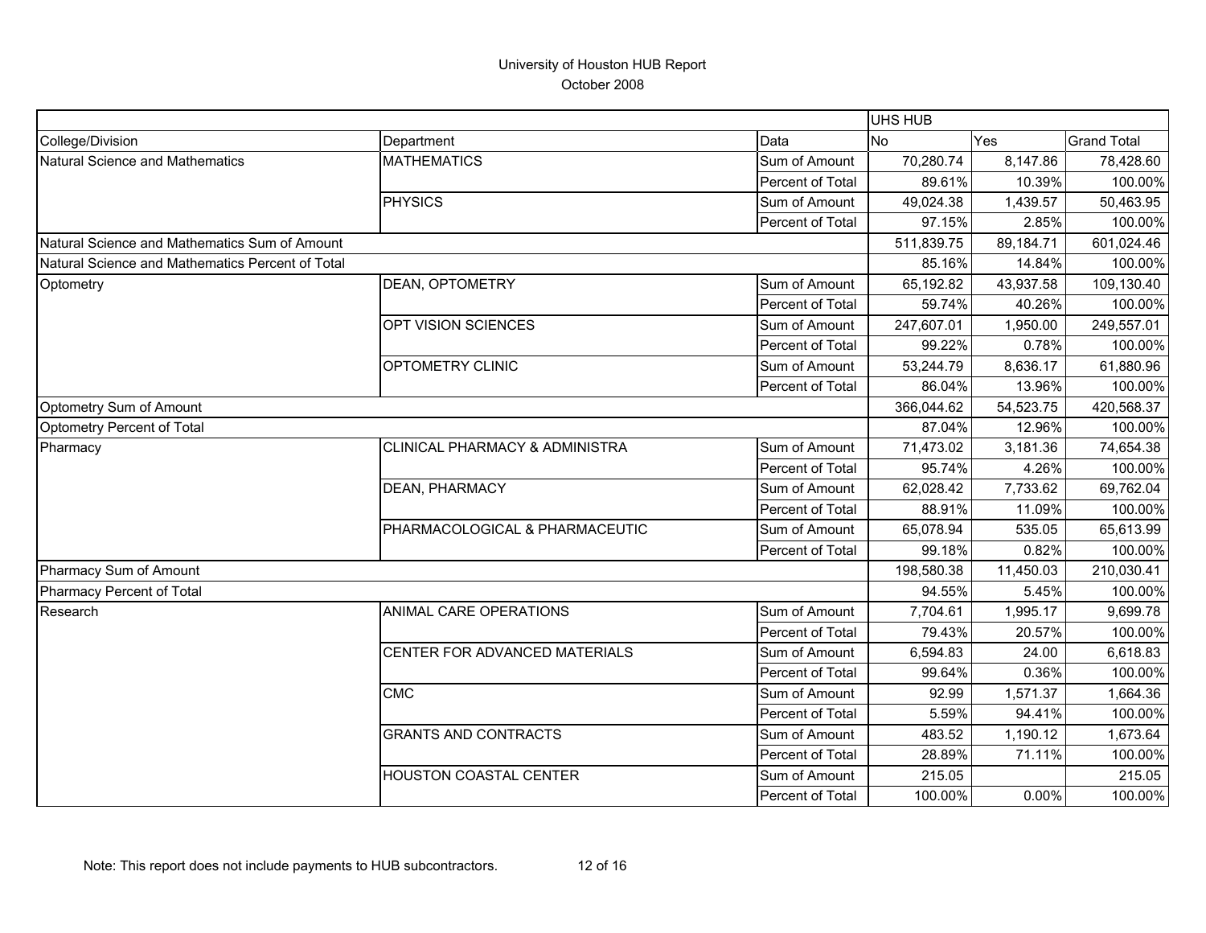# University of Houston HUB Report

October 2008

| | | | UHS HUB | | |
|---|---|---|---|---|---|
| College/Division | Department | Data | No | Yes | Grand Total |
| Natural Science and Mathematics | MATHEMATICS | Sum of Amount | 70,280.74 | 8,147.86 | 78,428.60 |
| | | Percent of Total | 89.61% | 10.39% | 100.00% |
| | PHYSICS | Sum of Amount | 49,024.38 | 1,439.57 | 50,463.95 |
| | | Percent of Total | 97.15% | 2.85% | 100.00% |
| Natural Science and Mathematics Sum of Amount | | | 511,839.75 | 89,184.71 | 601,024.46 |
| Natural Science and Mathematics Percent of Total | | | 85.16% | 14.84% | 100.00% |
| Optometry | DEAN, OPTOMETRY | Sum of Amount | 65,192.82 | 43,937.58 | 109,130.40 |
| | | Percent of Total | 59.74% | 40.26% | 100.00% |
| | OPT VISION SCIENCES | Sum of Amount | 247,607.01 | 1,950.00 | 249,557.01 |
| | | Percent of Total | 99.22% | 0.78% | 100.00% |
| | OPTOMETRY CLINIC | Sum of Amount | 53,244.79 | 8,636.17 | 61,880.96 |
| | | Percent of Total | 86.04% | 13.96% | 100.00% |
| Optometry Sum of Amount | | | 366,044.62 | 54,523.75 | 420,568.37 |
| Optometry Percent of Total | | | 87.04% | 12.96% | 100.00% |
| Pharmacy | CLINICAL PHARMACY & ADMINISTRA | Sum of Amount | 71,473.02 | 3,181.36 | 74,654.38 |
| | | Percent of Total | 95.74% | 4.26% | 100.00% |
| | DEAN, PHARMACY | Sum of Amount | 62,028.42 | 7,733.62 | 69,762.04 |
| | | Percent of Total | 88.91% | 11.09% | 100.00% |
| | PHARMACOLOGICAL & PHARMACEUTIC | Sum of Amount | 65,078.94 | 535.05 | 65,613.99 |
| | | Percent of Total | 99.18% | 0.82% | 100.00% |
| Pharmacy Sum of Amount | | | 198,580.38 | 11,450.03 | 210,030.41 |
| Pharmacy Percent of Total | | | 94.55% | 5.45% | 100.00% |
| Research | ANIMAL CARE OPERATIONS | Sum of Amount | 7,704.61 | 1,995.17 | 9,699.78 |
| | | Percent of Total | 79.43% | 20.57% | 100.00% |
| | CENTER FOR ADVANCED MATERIALS | Sum of Amount | 6,594.83 | 24.00 | 6,618.83 |
| | | Percent of Total | 99.64% | 0.36% | 100.00% |
| | CMC | Sum of Amount | 92.99 | 1,571.37 | 1,664.36 |
| | | Percent of Total | 5.59% | 94.41% | 100.00% |
| | GRANTS AND CONTRACTS | Sum of Amount | 483.52 | 1,190.12 | 1,673.64 |
| | | Percent of Total | 28.89% | 71.11% | 100.00% |
| | HOUSTON COASTAL CENTER | Sum of Amount | 215.05 | | 215.05 |
| | | Percent of Total | 100.00% | 0.00% | 100.00% |

Note: This report does not include payments to HUB subcontractors.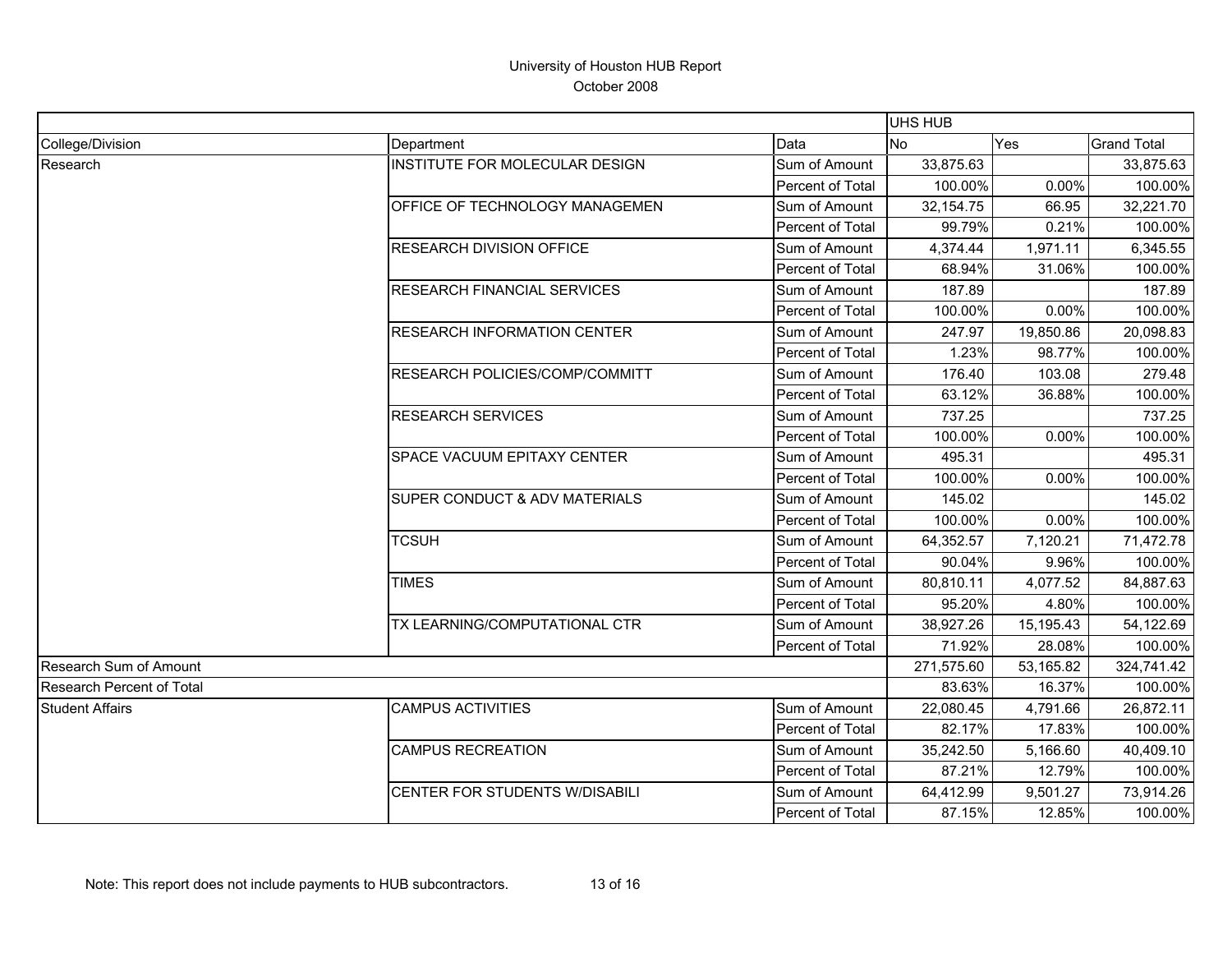# University of Houston HUB Report

October 2008

| | | | UHS HUB | | |
|---|---|---|---|---|---|
| College/Division | Department | Data | No | Yes | Grand Total |
| Research | INSTITUTE FOR MOLECULAR DESIGN | Sum of Amount | 33,875.63 | | 33,875.63 |
| | | Percent of Total | 100.00% | 0.00% | 100.00% |
| | OFFICE OF TECHNOLOGY MANAGEMEN | Sum of Amount | 32,154.75 | 66.95 | 32,221.70 |
| | | Percent of Total | 99.79% | 0.21% | 100.00% |
| | RESEARCH DIVISION OFFICE | Sum of Amount | 4,374.44 | 1,971.11 | 6,345.55 |
| | | Percent of Total | 68.94% | 31.06% | 100.00% |
| | RESEARCH FINANCIAL SERVICES | Sum of Amount | 187.89 | | 187.89 |
| | | Percent of Total | 100.00% | 0.00% | 100.00% |
| | RESEARCH INFORMATION CENTER | Sum of Amount | 247.97 | 19,850.86 | 20,098.83 |
| | | Percent of Total | 1.23% | 98.77% | 100.00% |
| | RESEARCH POLICIES/COMP/COMMITT | Sum of Amount | 176.40 | 103.08 | 279.48 |
| | | Percent of Total | 63.12% | 36.88% | 100.00% |
| | RESEARCH SERVICES | Sum of Amount | 737.25 | | 737.25 |
| | | Percent of Total | 100.00% | 0.00% | 100.00% |
| | SPACE VACUUM EPITAXY CENTER | Sum of Amount | 495.31 | | 495.31 |
| | | Percent of Total | 100.00% | 0.00% | 100.00% |
| | SUPER CONDUCT & ADV MATERIALS | Sum of Amount | 145.02 | | 145.02 |
| | | Percent of Total | 100.00% | 0.00% | 100.00% |
| | TCSUH | Sum of Amount | 64,352.57 | 7,120.21 | 71,472.78 |
| | | Percent of Total | 90.04% | 9.96% | 100.00% |
| | TIMES | Sum of Amount | 80,810.11 | 4,077.52 | 84,887.63 |
| | | Percent of Total | 95.20% | 4.80% | 100.00% |
| | TX LEARNING/COMPUTATIONAL CTR | Sum of Amount | 38,927.26 | 15,195.43 | 54,122.69 |
| | | Percent of Total | 71.92% | 28.08% | 100.00% |
| Research Sum of Amount | | | 271,575.60 | 53,165.82 | 324,741.42 |
| Research Percent of Total | | | 83.63% | 16.37% | 100.00% |
| Student Affairs | CAMPUS ACTIVITIES | Sum of Amount | 22,080.45 | 4,791.66 | 26,872.11 |
| | | Percent of Total | 82.17% | 17.83% | 100.00% |
| | CAMPUS RECREATION | Sum of Amount | 35,242.50 | 5,166.60 | 40,409.10 |
| | | Percent of Total | 87.21% | 12.79% | 100.00% |
| | CENTER FOR STUDENTS W/DISABILI | Sum of Amount | 64,412.99 | 9,501.27 | 73,914.26 |
| | | Percent of Total | 87.15% | 12.85% | 100.00% |

Note: This report does not include payments to HUB subcontractors.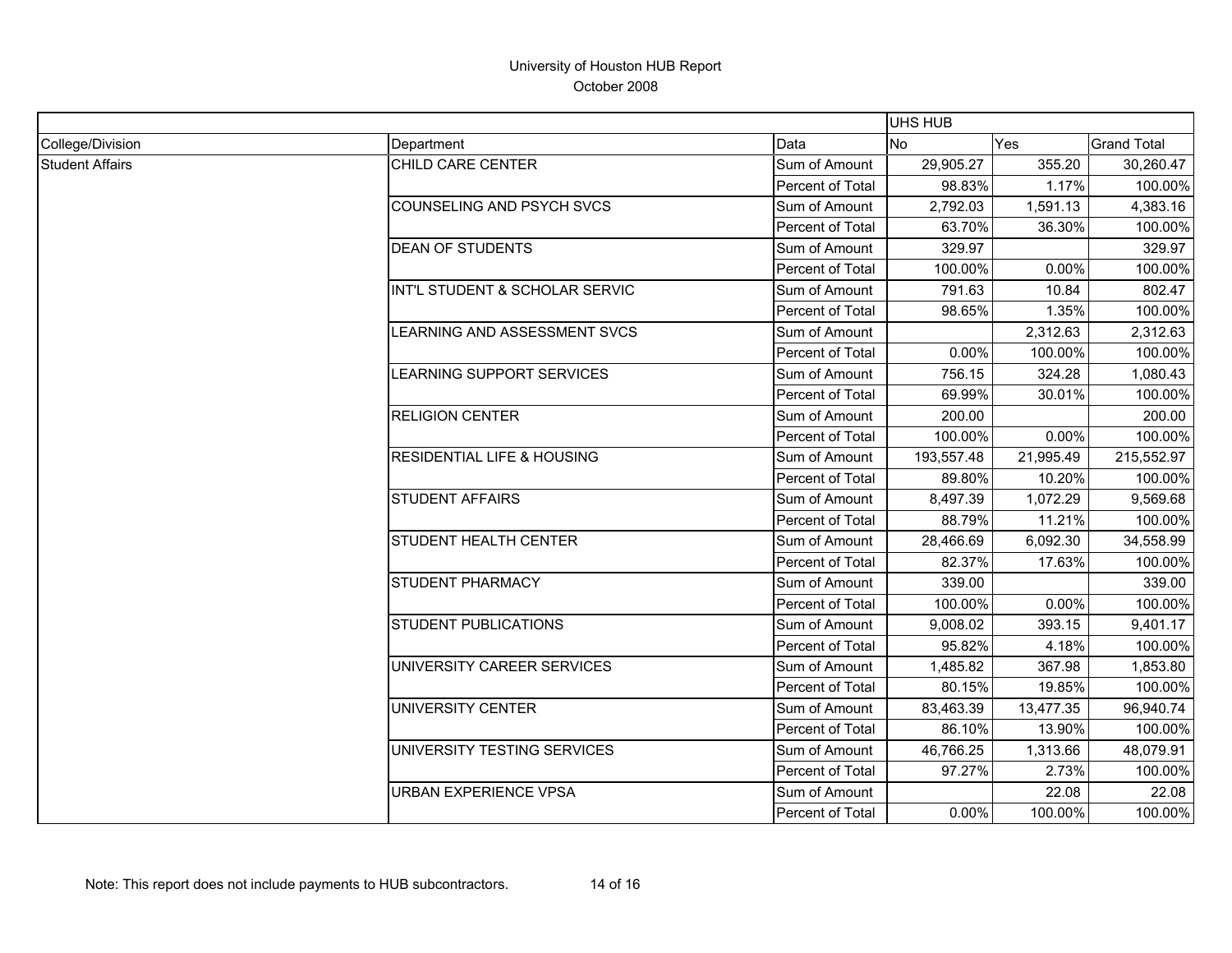# University of Houston HUB Report

October 2008

| | | | UHS HUB | | |
|---|---|---|---|---|---|
| College/Division | Department | Data | No | Yes | Grand Total |
| Student Affairs | CHILD CARE CENTER | Sum of Amount | 29,905.27 | 355.20 | 30,260.47 |
| | | Percent of Total | 98.83% | 1.17% | 100.00% |
| | COUNSELING AND PSYCH SVCS | Sum of Amount | 2,792.03 | 1,591.13 | 4,383.16 |
| | | Percent of Total | 63.70% | 36.30% | 100.00% |
| | DEAN OF STUDENTS | Sum of Amount | 329.97 | | 329.97 |
| | | Percent of Total | 100.00% | 0.00% | 100.00% |
| | INT'L STUDENT & SCHOLAR SERVIC | Sum of Amount | 791.63 | 10.84 | 802.47 |
| | | Percent of Total | 98.65% | 1.35% | 100.00% |
| | LEARNING AND ASSESSMENT SVCS | Sum of Amount | | 2,312.63 | 2,312.63 |
| | | Percent of Total | 0.00% | 100.00% | 100.00% |
| | LEARNING SUPPORT SERVICES | Sum of Amount | 756.15 | 324.28 | 1,080.43 |
| | | Percent of Total | 69.99% | 30.01% | 100.00% |
| | RELIGION CENTER | Sum of Amount | 200.00 | | 200.00 |
| | | Percent of Total | 100.00% | 0.00% | 100.00% |
| | RESIDENTIAL LIFE & HOUSING | Sum of Amount | 193,557.48 | 21,995.49 | 215,552.97 |
| | | Percent of Total | 89.80% | 10.20% | 100.00% |
| | STUDENT AFFAIRS | Sum of Amount | 8,497.39 | 1,072.29 | 9,569.68 |
| | | Percent of Total | 88.79% | 11.21% | 100.00% |
| | STUDENT HEALTH CENTER | Sum of Amount | 28,466.69 | 6,092.30 | 34,558.99 |
| | | Percent of Total | 82.37% | 17.63% | 100.00% |
| | STUDENT PHARMACY | Sum of Amount | 339.00 | | 339.00 |
| | | Percent of Total | 100.00% | 0.00% | 100.00% |
| | STUDENT PUBLICATIONS | Sum of Amount | 9,008.02 | 393.15 | 9,401.17 |
| | | Percent of Total | 95.82% | 4.18% | 100.00% |
| | UNIVERSITY CAREER SERVICES | Sum of Amount | 1,485.82 | 367.98 | 1,853.80 |
| | | Percent of Total | 80.15% | 19.85% | 100.00% |
| | UNIVERSITY CENTER | Sum of Amount | 83,463.39 | 13,477.35 | 96,940.74 |
| | | Percent of Total | 86.10% | 13.90% | 100.00% |
| | UNIVERSITY TESTING SERVICES | Sum of Amount | 46,766.25 | 1,313.66 | 48,079.91 |
| | | Percent of Total | 97.27% | 2.73% | 100.00% |
| | URBAN EXPERIENCE VPSA | Sum of Amount | | 22.08 | 22.08 |
| | | Percent of Total | 0.00% | 100.00% | 100.00% |

Note: This report does not include payments to HUB subcontractors.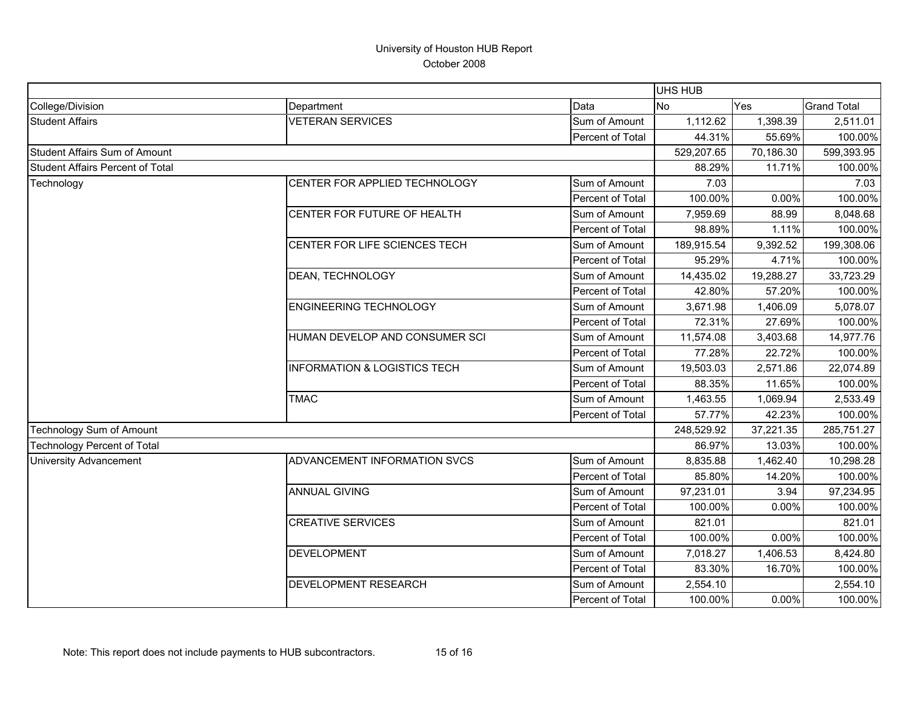# University of Houston HUB Report

October 2008

| | | | UHS HUB | | |
|---|---|---|---|---|---|
| College/Division | Department | Data | No | Yes | Grand Total |
| Student Affairs | VETERAN SERVICES | Sum of Amount | 1,112.62 | 1,398.39 | 2,511.01 |
| | | Percent of Total | 44.31% | 55.69% | 100.00% |
| Student Affairs Sum of Amount | | | 529,207.65 | 70,186.30 | 599,393.95 |
| Student Affairs Percent of Total | | | 88.29% | 11.71% | 100.00% |
| Technology | CENTER FOR APPLIED TECHNOLOGY | Sum of Amount | 7.03 | | 7.03 |
| | | Percent of Total | 100.00% | 0.00% | 100.00% |
| | CENTER FOR FUTURE OF HEALTH | Sum of Amount | 7,959.69 | 88.99 | 8,048.68 |
| | | Percent of Total | 98.89% | 1.11% | 100.00% |
| | CENTER FOR LIFE SCIENCES TECH | Sum of Amount | 189,915.54 | 9,392.52 | 199,308.06 |
| | | Percent of Total | 95.29% | 4.71% | 100.00% |
| | DEAN, TECHNOLOGY | Sum of Amount | 14,435.02 | 19,288.27 | 33,723.29 |
| | | Percent of Total | 42.80% | 57.20% | 100.00% |
| | ENGINEERING TECHNOLOGY | Sum of Amount | 3,671.98 | 1,406.09 | 5,078.07 |
| | | Percent of Total | 72.31% | 27.69% | 100.00% |
| | HUMAN DEVELOP AND CONSUMER SCI | Sum of Amount | 11,574.08 | 3,403.68 | 14,977.76 |
| | | Percent of Total | 77.28% | 22.72% | 100.00% |
| | INFORMATION & LOGISTICS TECH | Sum of Amount | 19,503.03 | 2,571.86 | 22,074.89 |
| | | Percent of Total | 88.35% | 11.65% | 100.00% |
| | TMAC | Sum of Amount | 1,463.55 | 1,069.94 | 2,533.49 |
| | | Percent of Total | 57.77% | 42.23% | 100.00% |
| Technology Sum of Amount | | | 248,529.92 | 37,221.35 | 285,751.27 |
| Technology Percent of Total | | | 86.97% | 13.03% | 100.00% |
| University Advancement | ADVANCEMENT INFORMATION SVCS | Sum of Amount | 8,835.88 | 1,462.40 | 10,298.28 |
| | | Percent of Total | 85.80% | 14.20% | 100.00% |
| | ANNUAL GIVING | Sum of Amount | 97,231.01 | 3.94 | 97,234.95 |
| | | Percent of Total | 100.00% | 0.00% | 100.00% |
| | CREATIVE SERVICES | Sum of Amount | 821.01 | | 821.01 |
| | | Percent of Total | 100.00% | 0.00% | 100.00% |
| | DEVELOPMENT | Sum of Amount | 7,018.27 | 1,406.53 | 8,424.80 |
| | | Percent of Total | 83.30% | 16.70% | 100.00% |
| | DEVELOPMENT RESEARCH | Sum of Amount | 2,554.10 | | 2,554.10 |
| | | Percent of Total | 100.00% | 0.00% | 100.00% |

Note: This report does not include payments to HUB subcontractors.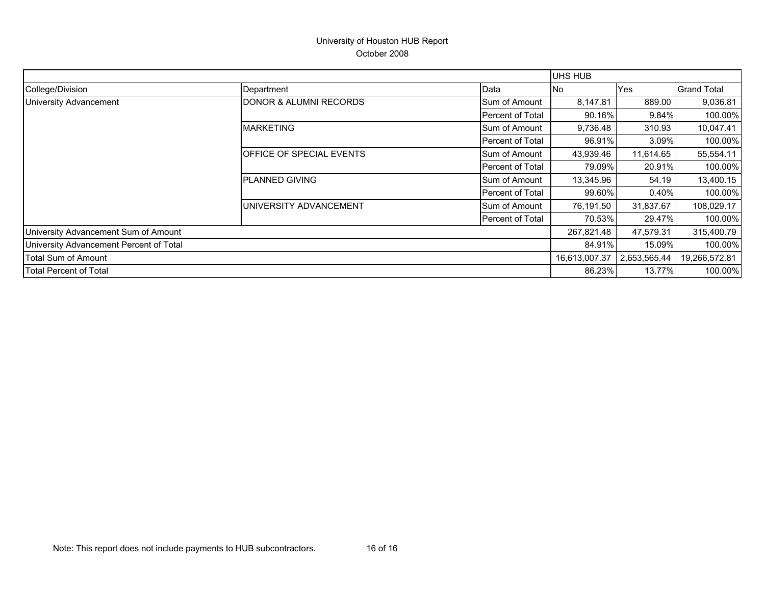University of Houston HUB Report
October 2008

| | | | UHS HUB | | |
|---|---|---|---|---|---|
| College/Division | Department | Data | No | Yes | Grand Total |
| University Advancement | DONOR & ALUMNI RECORDS | Sum of Amount | 8,147.81 | 889.00 | 9,036.81 |
| | | Percent of Total | 90.16% | 9.84% | 100.00% |
| | MARKETING | Sum of Amount | 9,736.48 | 310.93 | 10,047.41 |
| | | Percent of Total | 96.91% | 3.09% | 100.00% |
| | OFFICE OF SPECIAL EVENTS | Sum of Amount | 43,939.46 | 11,614.65 | 55,554.11 |
| | | Percent of Total | 79.09% | 20.91% | 100.00% |
| | PLANNED GIVING | Sum of Amount | 13,345.96 | 54.19 | 13,400.15 |
| | | Percent of Total | 99.60% | 0.40% | 100.00% |
| | UNIVERSITY ADVANCEMENT | Sum of Amount | 76,191.50 | 31,837.67 | 108,029.17 |
| | | Percent of Total | 70.53% | 29.47% | 100.00% |
| University Advancement Sum of Amount | | | 267,821.48 | 47,579.31 | 315,400.79 |
| University Advancement Percent of Total | | | 84.91% | 15.09% | 100.00% |
| Total Sum of Amount | | | 16,613,007.37 | 2,653,565.44 | 19,266,572.81 |
| Total Percent of Total | | | 86.23% | 13.77% | 100.00% |

Note: This report does not include payments to HUB subcontractors.